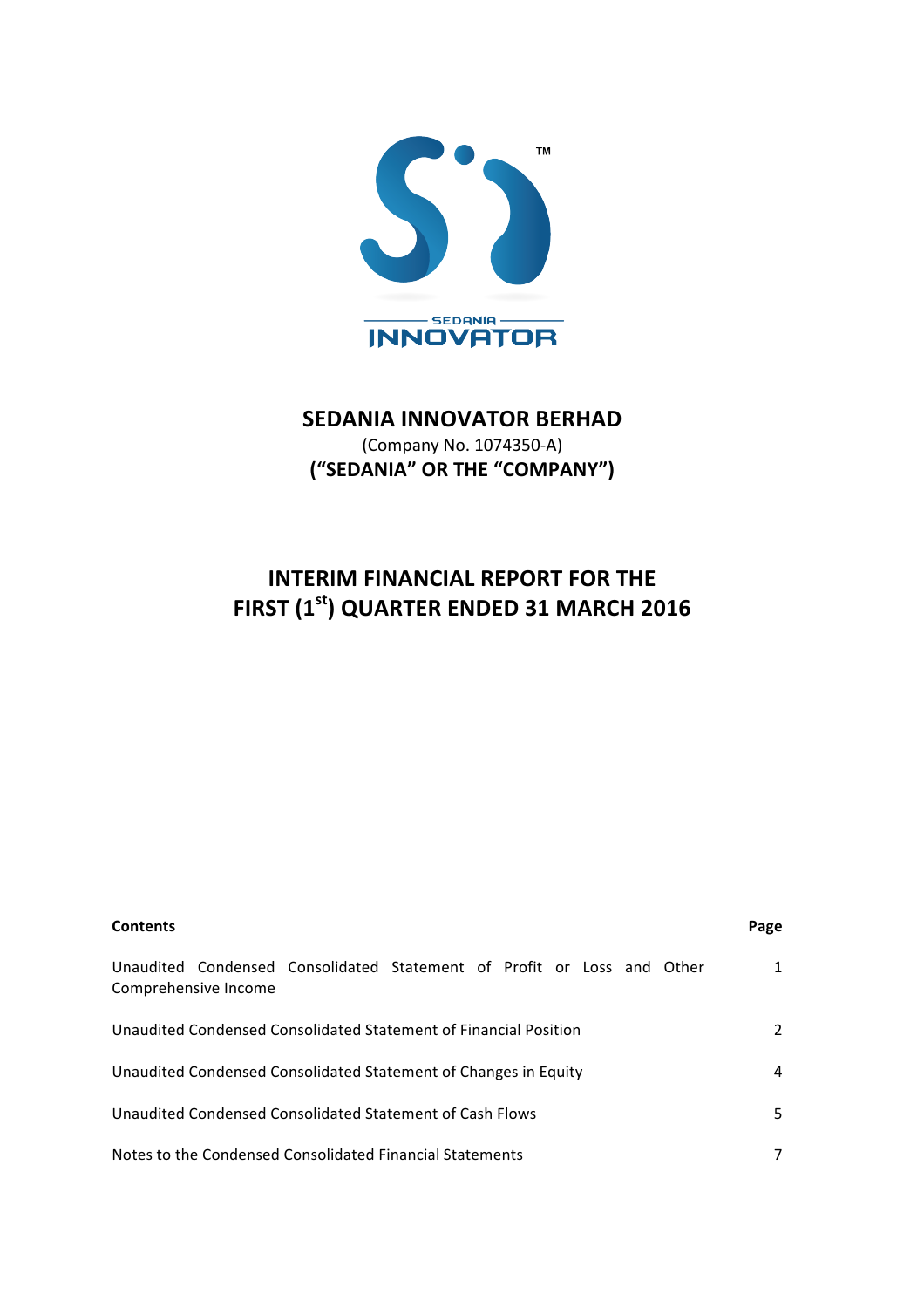# SEDANIA INNOVATOR BERHAD

(Company No. 1074350-A)

**("SEDANIA" OR THE "COMPANY")**

## INTERIM FINANCIAL REPORT FOR THE FIRST (1st) QUARTER ENDED 31 MARCH 2016

| Contents | Page |
|---|---|
| Unaudited Condensed Consolidated Statement of Profit or Loss and Other Comprehensive Income | 1 |
| Unaudited Condensed Consolidated Statement of Financial Position | 2 |
| Unaudited Condensed Consolidated Statement of Changes in Equity | 4 |
| Unaudited Condensed Consolidated Statement of Cash Flows | 5 |
| Notes to the Condensed Consolidated Financial Statements | 7 |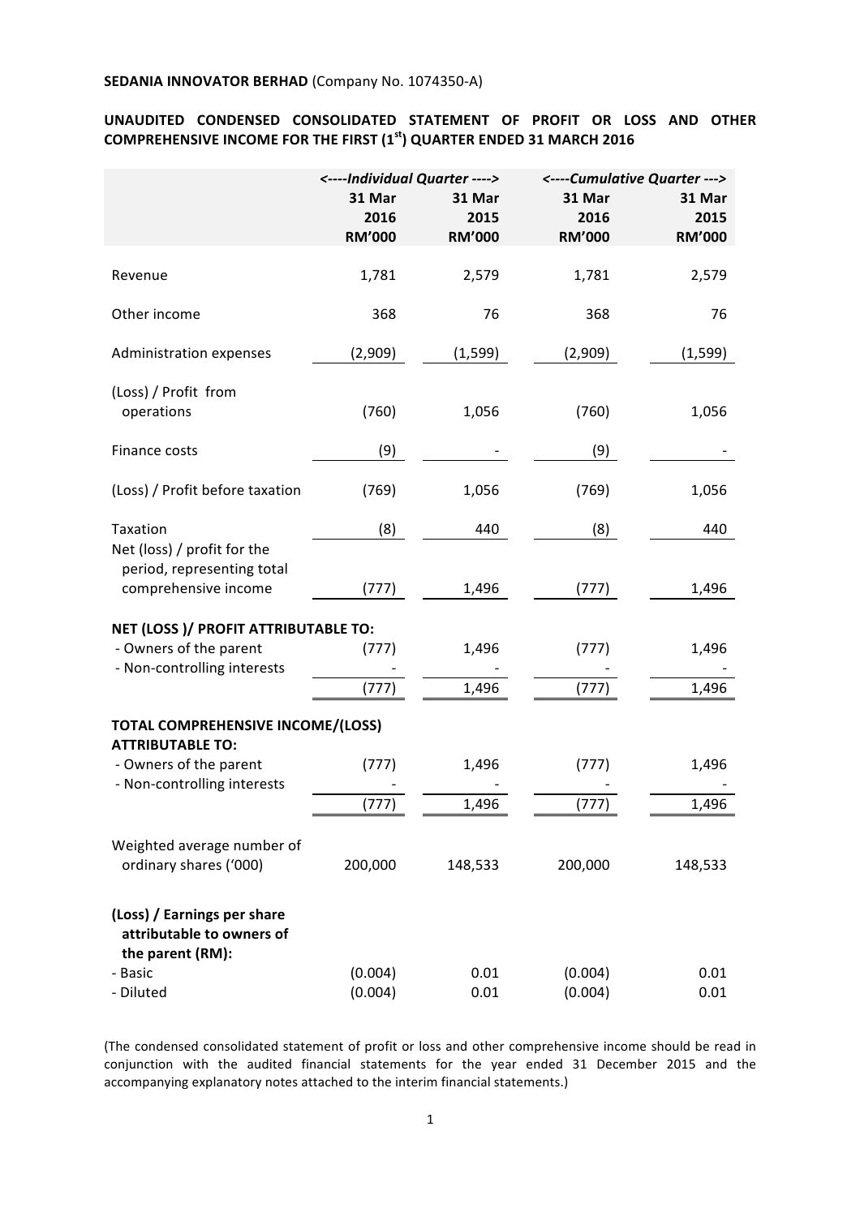**SEDANIA INNOVATOR BERHAD** (Company No. 1074350-A)

## UNAUDITED CONDENSED CONSOLIDATED STATEMENT OF PROFIT OR LOSS AND OTHER COMPREHENSIVE INCOME FOR THE FIRST (1st) QUARTER ENDED 31 MARCH 2016

| | *<----Individual Quarter ---->* | | *<----Cumulative Quarter --->* | |
|---|---|---|---|---|
| | **31 Mar 2016 RM'000** | **31 Mar 2015 RM'000** | **31 Mar 2016 RM'000** | **31 Mar 2015 RM'000** |
| Revenue | 1,781 | 2,579 | 1,781 | 2,579 |
| Other income | 368 | 76 | 368 | 76 |
| Administration expenses | (2,909) | (1,599) | (2,909) | (1,599) |
| (Loss) / Profit from operations | (760) | 1,056 | (760) | 1,056 |
| Finance costs | (9) | - | (9) | - |
| (Loss) / Profit before taxation | (769) | 1,056 | (769) | 1,056 |
| Taxation | (8) | 440 | (8) | 440 |
| Net (loss) / profit for the period, representing total comprehensive income | (777) | 1,496 | (777) | 1,496 |
| **NET (LOSS )/ PROFIT ATTRIBUTABLE TO:** | | | | |
| - Owners of the parent | (777) | 1,496 | (777) | 1,496 |
| - Non-controlling interests | - | - | - | - |
| | (777) | 1,496 | (777) | 1,496 |
| **TOTAL COMPREHENSIVE INCOME/(LOSS) ATTRIBUTABLE TO:** | | | | |
| - Owners of the parent | (777) | 1,496 | (777) | 1,496 |
| - Non-controlling interests | - | - | - | - |
| | (777) | 1,496 | (777) | 1,496 |
| Weighted average number of ordinary shares ('000) | 200,000 | 148,533 | 200,000 | 148,533 |
| **(Loss) / Earnings per share attributable to owners of the parent (RM):** | | | | |
| - Basic | (0.004) | 0.01 | (0.004) | 0.01 |
| - Diluted | (0.004) | 0.01 | (0.004) | 0.01 |

(The condensed consolidated statement of profit or loss and other comprehensive income should be read in conjunction with the audited financial statements for the year ended 31 December 2015 and the accompanying explanatory notes attached to the interim financial statements.)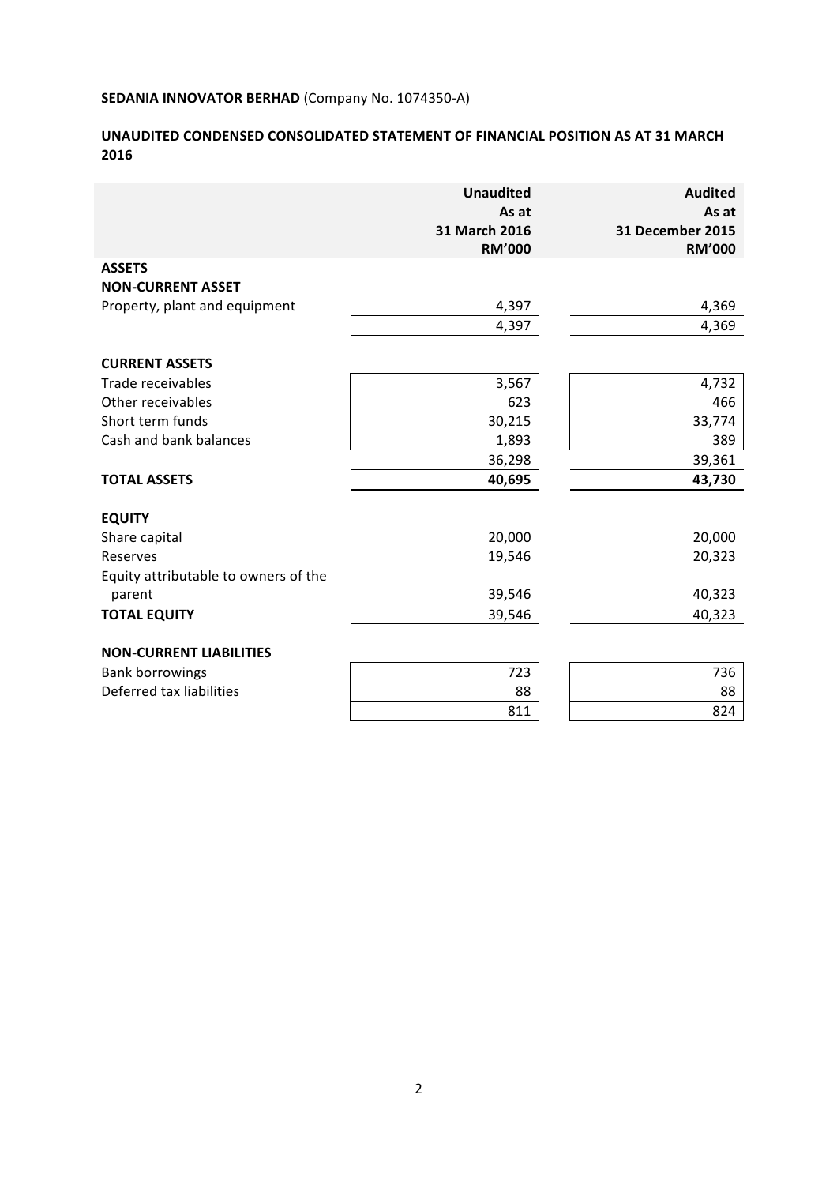**SEDANIA INNOVATOR BERHAD** (Company No. 1074350-A)

**UNAUDITED CONDENSED CONSOLIDATED STATEMENT OF FINANCIAL POSITION AS AT 31 MARCH 2016**

| | **Unaudited As at 31 March 2016 RM'000** | **Audited As at 31 December 2015 RM'000** |
|---|---|---|
| **ASSETS** | | |
| **NON-CURRENT ASSET** | | |
| Property, plant and equipment | 4,397 | 4,369 |
| | 4,397 | 4,369 |
| **CURRENT ASSETS** | | |
| Trade receivables | 3,567 | 4,732 |
| Other receivables | 623 | 466 |
| Short term funds | 30,215 | 33,774 |
| Cash and bank balances | 1,893 | 389 |
| | 36,298 | 39,361 |
| **TOTAL ASSETS** | **40,695** | **43,730** |
| **EQUITY** | | |
| Share capital | 20,000 | 20,000 |
| Reserves | 19,546 | 20,323 |
| Equity attributable to owners of the parent | 39,546 | 40,323 |
| **TOTAL EQUITY** | 39,546 | 40,323 |
| **NON-CURRENT LIABILITIES** | | |
| Bank borrowings | 723 | 736 |
| Deferred tax liabilities | 88 | 88 |
| | 811 | 824 |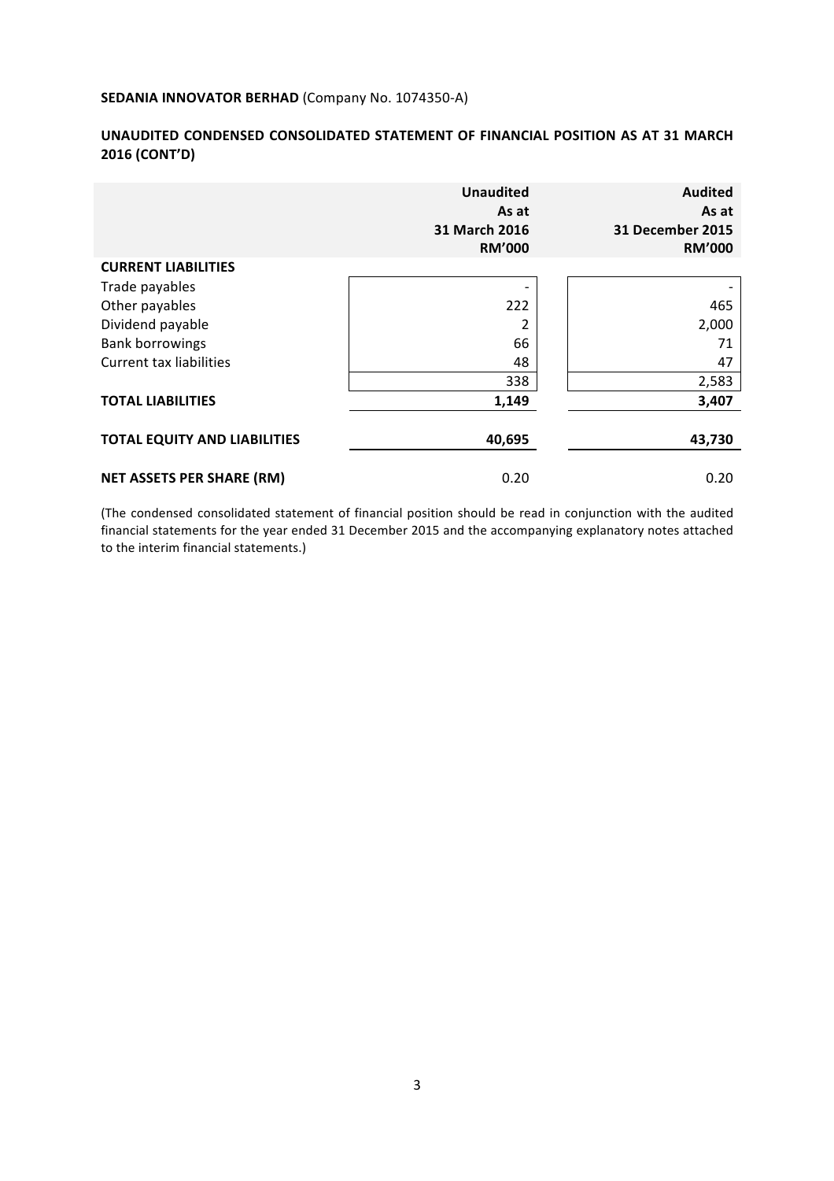**SEDANIA INNOVATOR BERHAD** (Company No. 1074350-A)

**UNAUDITED CONDENSED CONSOLIDATED STATEMENT OF FINANCIAL POSITION AS AT 31 MARCH 2016 (CONT'D)**

| | **Unaudited As at 31 March 2016 RM'000** | **Audited As at 31 December 2015 RM'000** |
|---|---|---|
| **CURRENT LIABILITIES** | | |
| Trade payables | - | - |
| Other payables | 222 | 465 |
| Dividend payable | 2 | 2,000 |
| Bank borrowings | 66 | 71 |
| Current tax liabilities | 48 | 47 |
| | 338 | 2,583 |
| **TOTAL LIABILITIES** | **1,149** | **3,407** |
| **TOTAL EQUITY AND LIABILITIES** | **40,695** | **43,730** |
| **NET ASSETS PER SHARE (RM)** | 0.20 | 0.20 |

(The condensed consolidated statement of financial position should be read in conjunction with the audited financial statements for the year ended 31 December 2015 and the accompanying explanatory notes attached to the interim financial statements.)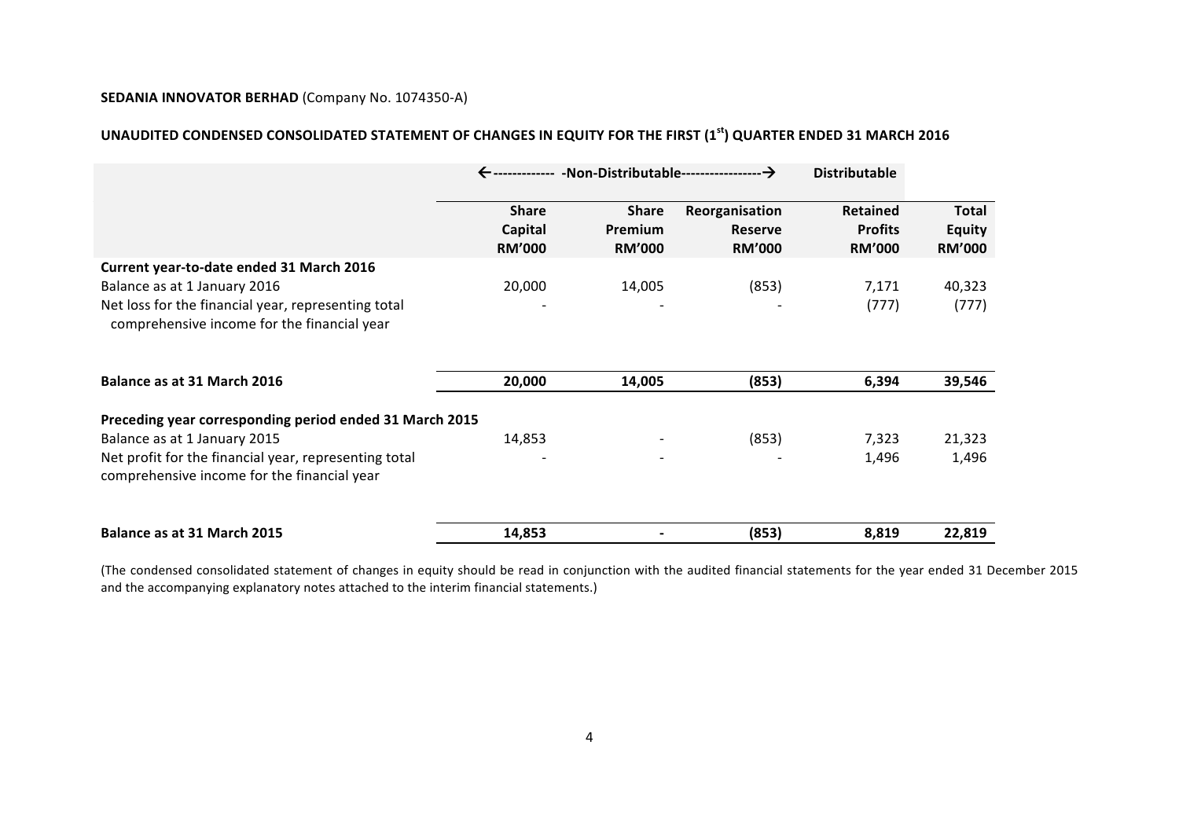**SEDANIA INNOVATOR BERHAD** (Company No. 1074350-A)

**UNAUDITED CONDENSED CONSOLIDATED STATEMENT OF CHANGES IN EQUITY FOR THE FIRST (1st) QUARTER ENDED 31 MARCH 2016**

| | ←------------- -Non-Distributable-----------------→ | | | Distributable | |
|---|---|---|---|---|---|
| | **Share Capital RM'000** | **Share Premium RM'000** | **Reorganisation Reserve RM'000** | **Retained Profits RM'000** | **Total Equity RM'000** |
| **Current year-to-date ended 31 March 2016** | | | | | |
| Balance as at 1 January 2016 | 20,000 | 14,005 | (853) | 7,171 | 40,323 |
| Net loss for the financial year, representing total comprehensive income for the financial year | - | - | - | (777) | (777) |
| **Balance as at 31 March 2016** | **20,000** | **14,005** | **(853)** | **6,394** | **39,546** |
| **Preceding year corresponding period ended 31 March 2015** | | | | | |
| Balance as at 1 January 2015 | 14,853 | - | (853) | 7,323 | 21,323 |
| Net profit for the financial year, representing total comprehensive income for the financial year | - | - | - | 1,496 | 1,496 |
| **Balance as at 31 March 2015** | **14,853** | **-** | **(853)** | **8,819** | **22,819** |

(The condensed consolidated statement of changes in equity should be read in conjunction with the audited financial statements for the year ended 31 December 2015 and the accompanying explanatory notes attached to the interim financial statements.)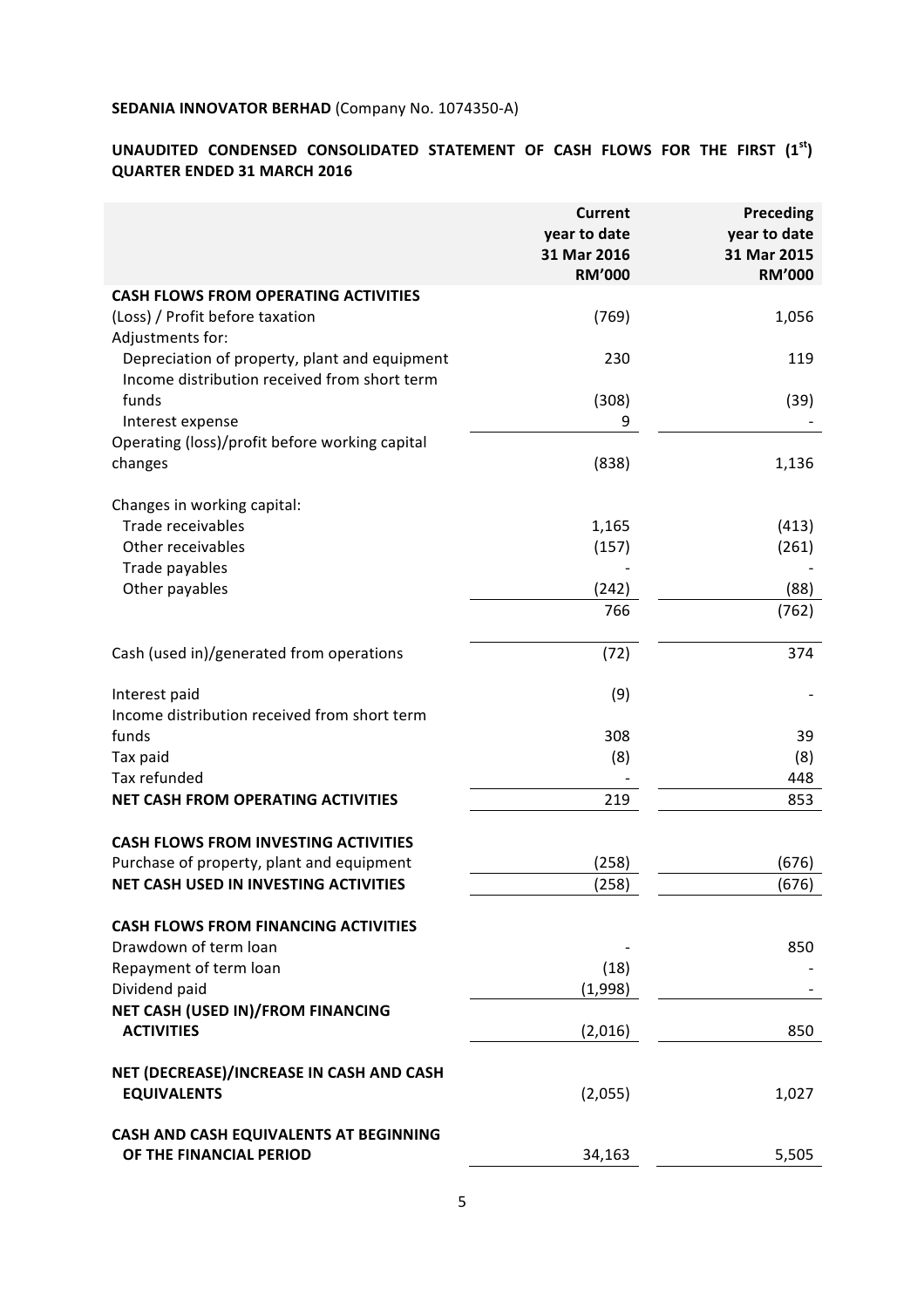**SEDANIA INNOVATOR BERHAD** (Company No. 1074350-A)

**UNAUDITED CONDENSED CONSOLIDATED STATEMENT OF CASH FLOWS FOR THE FIRST (1st) QUARTER ENDED 31 MARCH 2016**

| | Current year to date 31 Mar 2016 RM'000 | Preceding year to date 31 Mar 2015 RM'000 |
|---|---|---|
| **CASH FLOWS FROM OPERATING ACTIVITIES** | | |
| (Loss) / Profit before taxation | (769) | 1,056 |
| Adjustments for: | | |
| Depreciation of property, plant and equipment | 230 | 119 |
| Income distribution received from short term funds | (308) | (39) |
| Interest expense | 9 | - |
| Operating (loss)/profit before working capital changes | (838) | 1,136 |
| | | |
| Changes in working capital: | | |
| Trade receivables | 1,165 | (413) |
| Other receivables | (157) | (261) |
| Trade payables | - | - |
| Other payables | (242) | (88) |
| | 766 | (762) |
| | | |
| Cash (used in)/generated from operations | (72) | 374 |
| | | |
| Interest paid | (9) | - |
| Income distribution received from short term funds | 308 | 39 |
| Tax paid | (8) | (8) |
| Tax refunded | - | 448 |
| **NET CASH FROM OPERATING ACTIVITIES** | 219 | 853 |
| | | |
| **CASH FLOWS FROM INVESTING ACTIVITIES** | | |
| Purchase of property, plant and equipment | (258) | (676) |
| **NET CASH USED IN INVESTING ACTIVITIES** | (258) | (676) |
| | | |
| **CASH FLOWS FROM FINANCING ACTIVITIES** | | |
| Drawdown of term loan | - | 850 |
| Repayment of term loan | (18) | - |
| Dividend paid | (1,998) | - |
| **NET CASH (USED IN)/FROM FINANCING ACTIVITIES** | (2,016) | 850 |
| | | |
| **NET (DECREASE)/INCREASE IN CASH AND CASH EQUIVALENTS** | (2,055) | 1,027 |
| | | |
| **CASH AND CASH EQUIVALENTS AT BEGINNING OF THE FINANCIAL PERIOD** | 34,163 | 5,505 |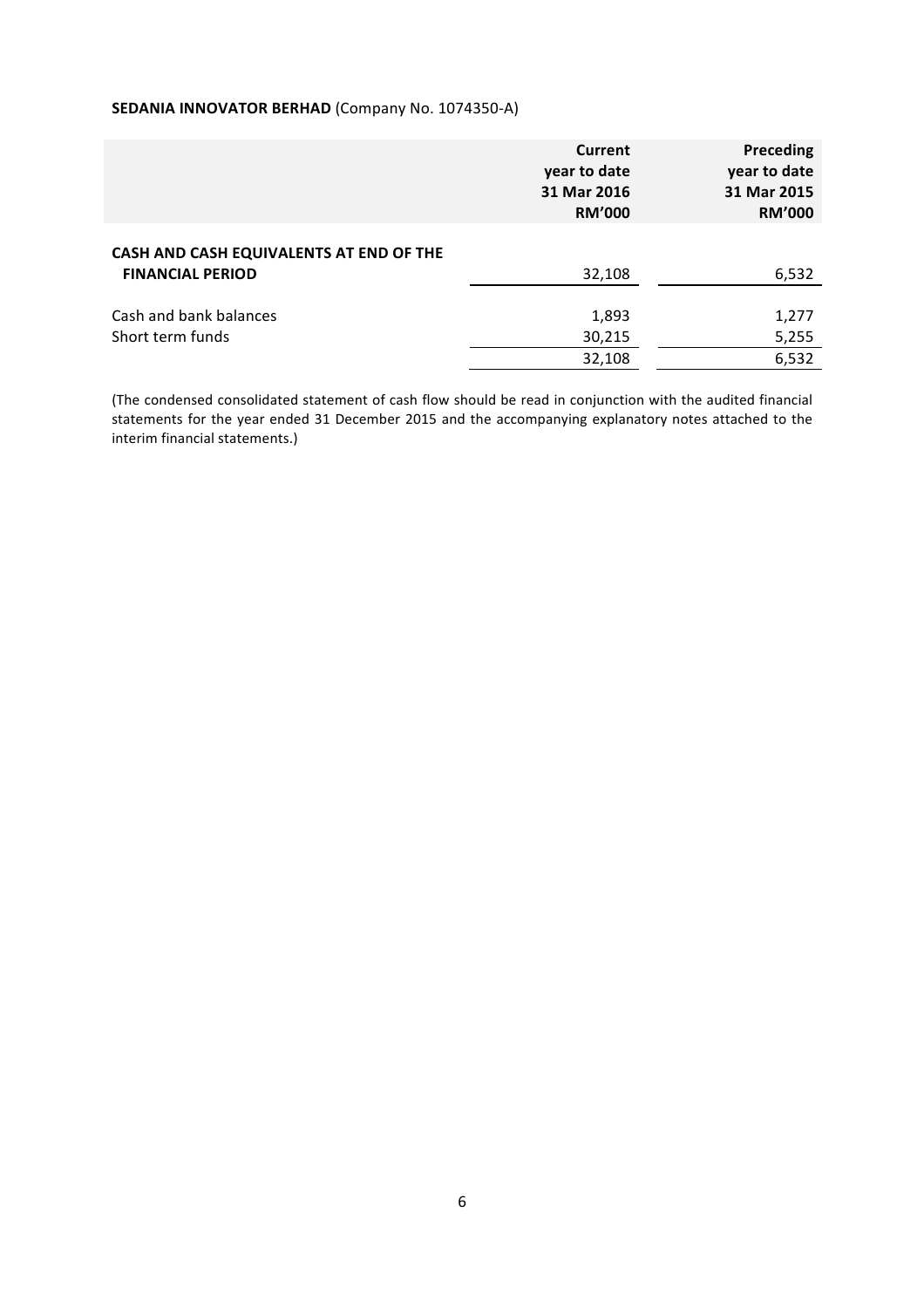**SEDANIA INNOVATOR BERHAD** (Company No. 1074350-A)

| | Current year to date 31 Mar 2016 RM'000 | Preceding year to date 31 Mar 2015 RM'000 |
|---|---|---|
| **CASH AND CASH EQUIVALENTS AT END OF THE FINANCIAL PERIOD** | 32,108 | 6,532 |
| | | |
| Cash and bank balances | 1,893 | 1,277 |
| Short term funds | 30,215 | 5,255 |
| | 32,108 | 6,532 |

(The condensed consolidated statement of cash flow should be read in conjunction with the audited financial statements for the year ended 31 December 2015 and the accompanying explanatory notes attached to the interim financial statements.)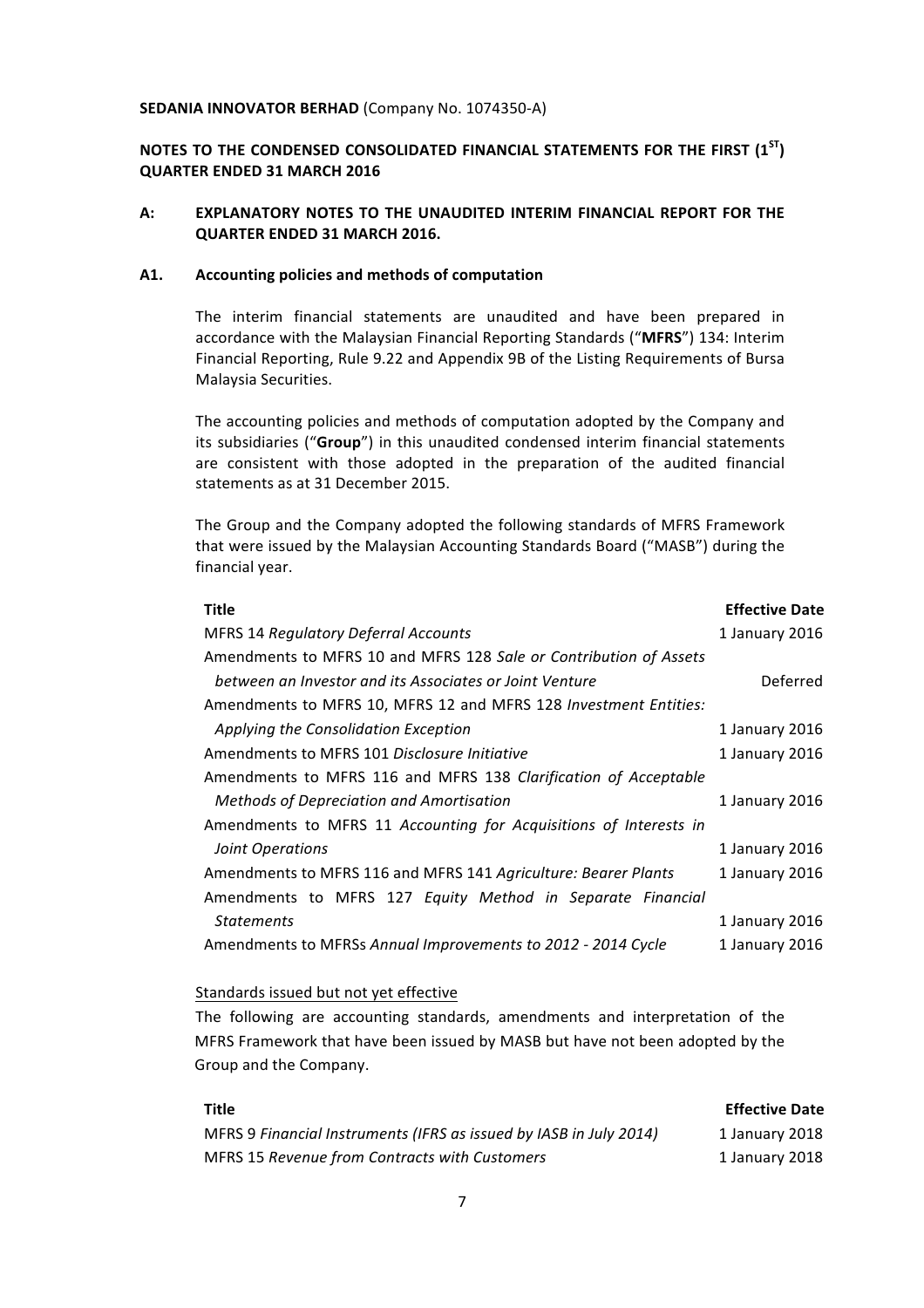**SEDANIA INNOVATOR BERHAD** (Company No. 1074350-A)

**NOTES TO THE CONDENSED CONSOLIDATED FINANCIAL STATEMENTS FOR THE FIRST (1ST) QUARTER ENDED 31 MARCH 2016**

**A: EXPLANATORY NOTES TO THE UNAUDITED INTERIM FINANCIAL REPORT FOR THE QUARTER ENDED 31 MARCH 2016.**

**A1. Accounting policies and methods of computation**

The interim financial statements are unaudited and have been prepared in accordance with the Malaysian Financial Reporting Standards ("**MFRS**") 134: Interim Financial Reporting, Rule 9.22 and Appendix 9B of the Listing Requirements of Bursa Malaysia Securities.

The accounting policies and methods of computation adopted by the Company and its subsidiaries ("**Group**") in this unaudited condensed interim financial statements are consistent with those adopted in the preparation of the audited financial statements as at 31 December 2015.

The Group and the Company adopted the following standards of MFRS Framework that were issued by the Malaysian Accounting Standards Board ("MASB") during the financial year.

| Title | Effective Date |
|---|---|
| MFRS 14 *Regulatory Deferral Accounts* | 1 January 2016 |
| Amendments to MFRS 10 and MFRS 128 *Sale or Contribution of Assets between an Investor and its Associates or Joint Venture* | Deferred |
| Amendments to MFRS 10, MFRS 12 and MFRS 128 *Investment Entities: Applying the Consolidation Exception* | 1 January 2016 |
| Amendments to MFRS 101 *Disclosure Initiative* | 1 January 2016 |
| Amendments to MFRS 116 and MFRS 138 *Clarification of Acceptable Methods of Depreciation and Amortisation* | 1 January 2016 |
| Amendments to MFRS 11 *Accounting for Acquisitions of Interests in Joint Operations* | 1 January 2016 |
| Amendments to MFRS 116 and MFRS 141 *Agriculture: Bearer Plants* | 1 January 2016 |
| Amendments to MFRS 127 *Equity Method in Separate Financial Statements* | 1 January 2016 |
| Amendments to MFRSs *Annual Improvements to 2012 - 2014 Cycle* | 1 January 2016 |

Standards issued but not yet effective

The following are accounting standards, amendments and interpretation of the MFRS Framework that have been issued by MASB but have not been adopted by the Group and the Company.

| Title | Effective Date |
|---|---|
| MFRS 9 *Financial Instruments (IFRS as issued by IASB in July 2014)* | 1 January 2018 |
| MFRS 15 *Revenue from Contracts with Customers* | 1 January 2018 |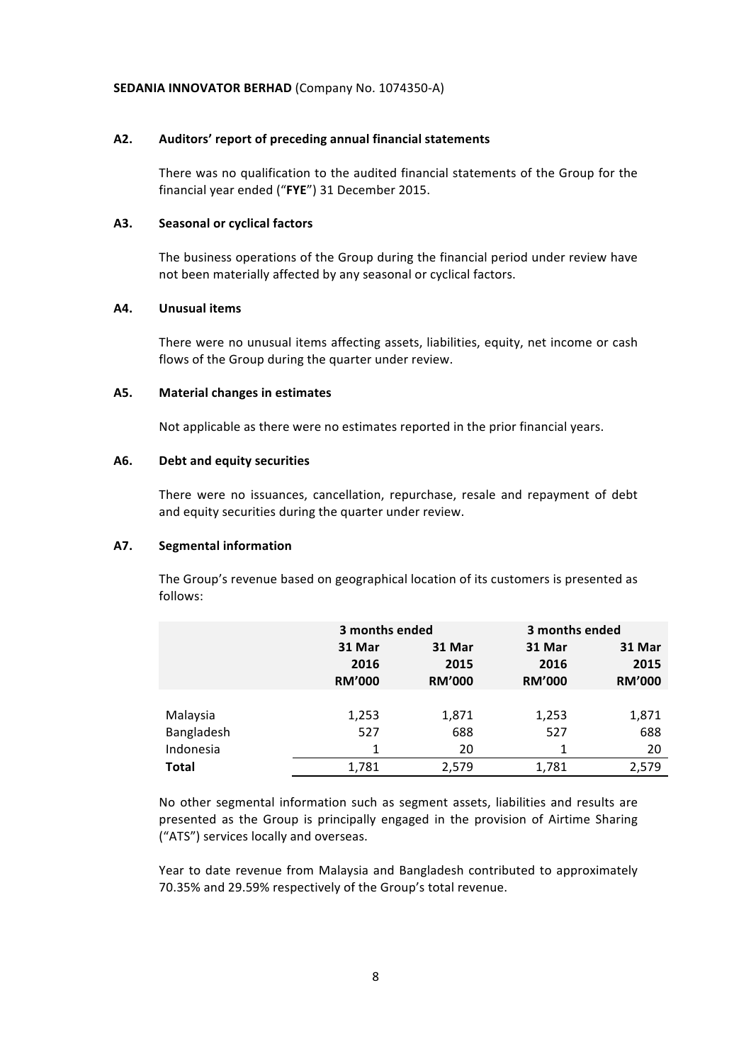**SEDANIA INNOVATOR BERHAD** (Company No. 1074350-A)

### A2. Auditors' report of preceding annual financial statements

There was no qualification to the audited financial statements of the Group for the financial year ended ("**FYE**") 31 December 2015.

### A3. Seasonal or cyclical factors

The business operations of the Group during the financial period under review have not been materially affected by any seasonal or cyclical factors.

### A4. Unusual items

There were no unusual items affecting assets, liabilities, equity, net income or cash flows of the Group during the quarter under review.

### A5. Material changes in estimates

Not applicable as there were no estimates reported in the prior financial years.

### A6. Debt and equity securities

There were no issuances, cancellation, repurchase, resale and repayment of debt and equity securities during the quarter under review.

### A7. Segmental information

The Group's revenue based on geographical location of its customers is presented as follows:

| | 3 months ended | | 3 months ended | |
|---|---|---|---|---|
| | 31 Mar 2016 RM'000 | 31 Mar 2015 RM'000 | 31 Mar 2016 RM'000 | 31 Mar 2015 RM'000 |
| Malaysia | 1,253 | 1,871 | 1,253 | 1,871 |
| Bangladesh | 527 | 688 | 527 | 688 |
| Indonesia | 1 | 20 | 1 | 20 |
| **Total** | 1,781 | 2,579 | 1,781 | 2,579 |

No other segmental information such as segment assets, liabilities and results are presented as the Group is principally engaged in the provision of Airtime Sharing ("ATS") services locally and overseas.

Year to date revenue from Malaysia and Bangladesh contributed to approximately 70.35% and 29.59% respectively of the Group's total revenue.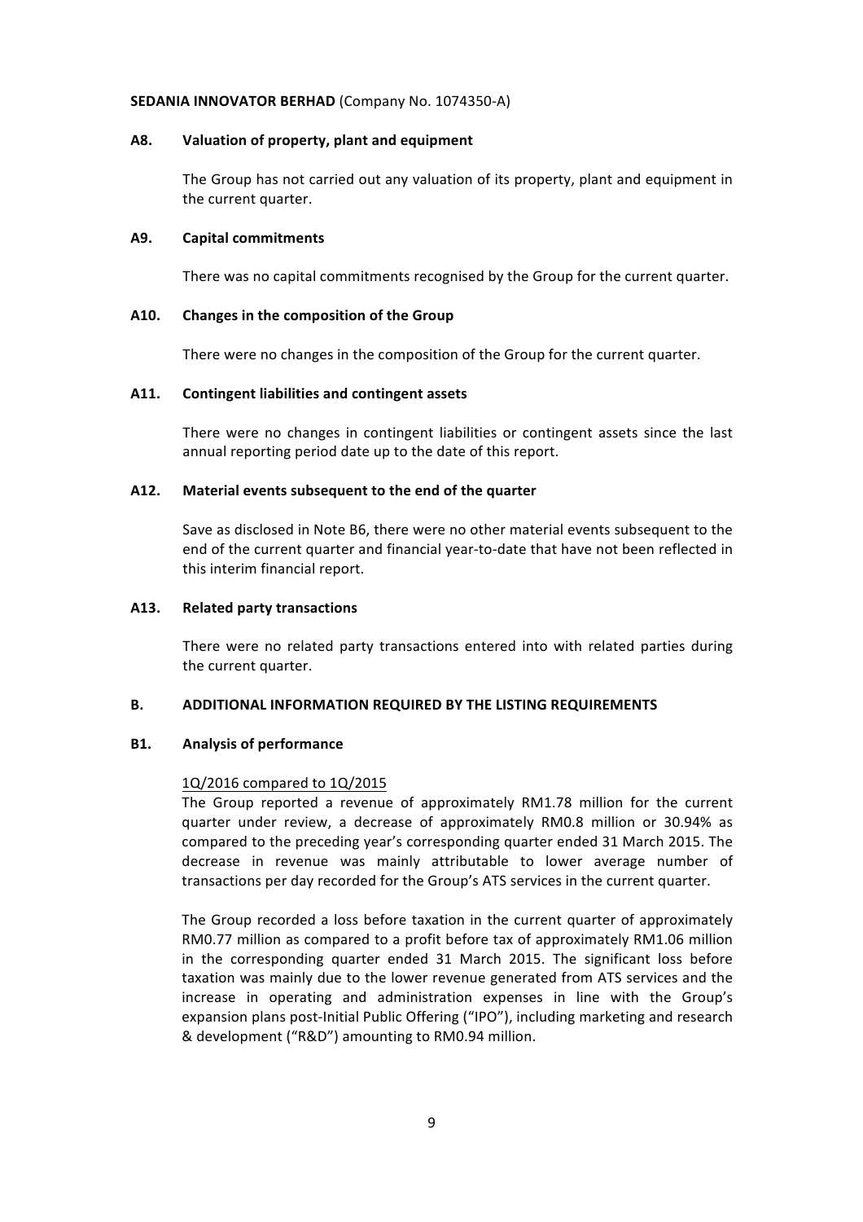**SEDANIA INNOVATOR BERHAD** (Company No. 1074350-A)

### A8. Valuation of property, plant and equipment

The Group has not carried out any valuation of its property, plant and equipment in the current quarter.

### A9. Capital commitments

There was no capital commitments recognised by the Group for the current quarter.

### A10. Changes in the composition of the Group

There were no changes in the composition of the Group for the current quarter.

### A11. Contingent liabilities and contingent assets

There were no changes in contingent liabilities or contingent assets since the last annual reporting period date up to the date of this report.

### A12. Material events subsequent to the end of the quarter

Save as disclosed in Note B6, there were no other material events subsequent to the end of the current quarter and financial year-to-date that have not been reflected in this interim financial report.

### A13. Related party transactions

There were no related party transactions entered into with related parties during the current quarter.

## B. ADDITIONAL INFORMATION REQUIRED BY THE LISTING REQUIREMENTS

### B1. Analysis of performance

<u>1Q/2016 compared to 1Q/2015</u>

The Group reported a revenue of approximately RM1.78 million for the current quarter under review, a decrease of approximately RM0.8 million or 30.94% as compared to the preceding year's corresponding quarter ended 31 March 2015. The decrease in revenue was mainly attributable to lower average number of transactions per day recorded for the Group's ATS services in the current quarter.

The Group recorded a loss before taxation in the current quarter of approximately RM0.77 million as compared to a profit before tax of approximately RM1.06 million in the corresponding quarter ended 31 March 2015. The significant loss before taxation was mainly due to the lower revenue generated from ATS services and the increase in operating and administration expenses in line with the Group's expansion plans post-Initial Public Offering ("IPO"), including marketing and research & development ("R&D") amounting to RM0.94 million.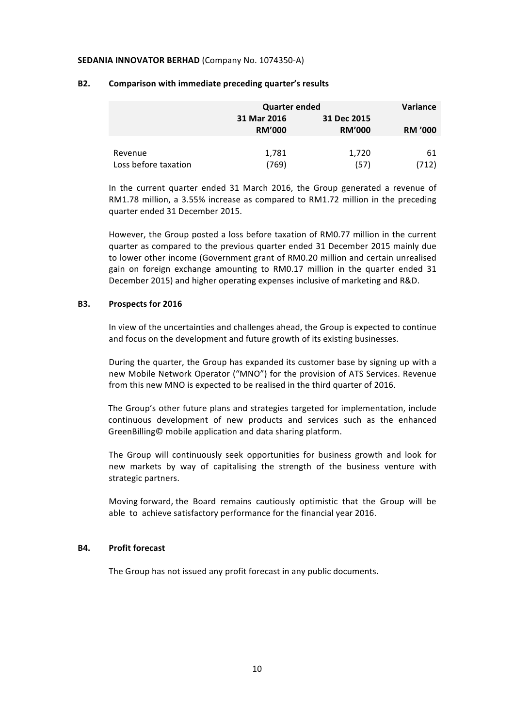**SEDANIA INNOVATOR BERHAD** (Company No. 1074350-A)

### B2. Comparison with immediate preceding quarter's results

| | Quarter ended | | Variance |
|---|---|---|---|
| | 31 Mar 2016 | 31 Dec 2015 | |
| | RM'000 | RM'000 | RM '000 |
| Revenue | 1,781 | 1,720 | 61 |
| Loss before taxation | (769) | (57) | (712) |

In the current quarter ended 31 March 2016, the Group generated a revenue of RM1.78 million, a 3.55% increase as compared to RM1.72 million in the preceding quarter ended 31 December 2015.

However, the Group posted a loss before taxation of RM0.77 million in the current quarter as compared to the previous quarter ended 31 December 2015 mainly due to lower other income (Government grant of RM0.20 million and certain unrealised gain on foreign exchange amounting to RM0.17 million in the quarter ended 31 December 2015) and higher operating expenses inclusive of marketing and R&D.

### B3. Prospects for 2016

In view of the uncertainties and challenges ahead, the Group is expected to continue and focus on the development and future growth of its existing businesses.

During the quarter, the Group has expanded its customer base by signing up with a new Mobile Network Operator ("MNO") for the provision of ATS Services. Revenue from this new MNO is expected to be realised in the third quarter of 2016.

The Group's other future plans and strategies targeted for implementation, include continuous development of new products and services such as the enhanced GreenBilling© mobile application and data sharing platform.

The Group will continuously seek opportunities for business growth and look for new markets by way of capitalising the strength of the business venture with strategic partners.

Moving forward, the Board remains cautiously optimistic that the Group will be able to achieve satisfactory performance for the financial year 2016.

### B4. Profit forecast

The Group has not issued any profit forecast in any public documents.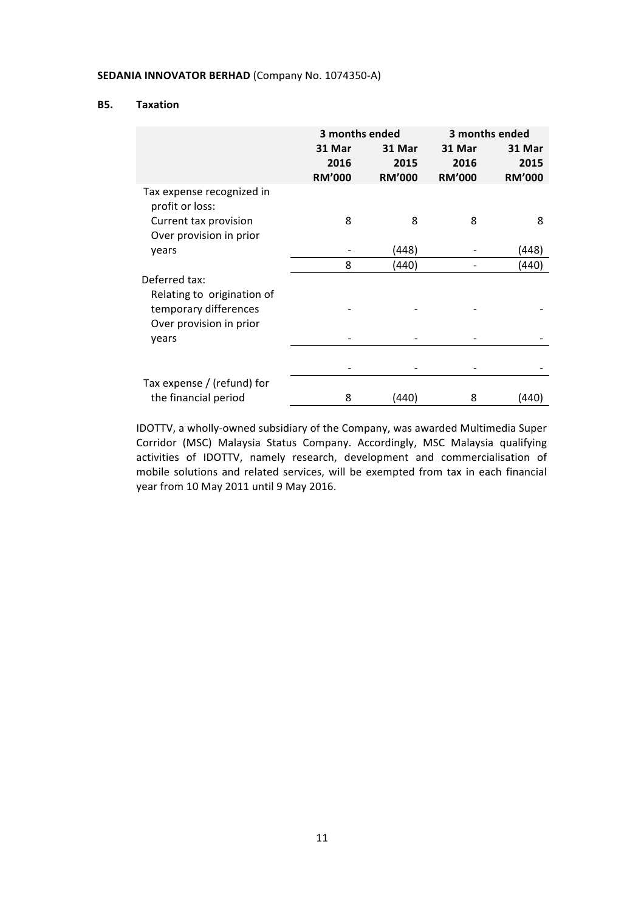**SEDANIA INNOVATOR BERHAD** (Company No. 1074350-A)

## B5. Taxation

| | 3 months ended | | 3 months ended | |
|---|---|---|---|---|
| | 31 Mar 2016 RM'000 | 31 Mar 2015 RM'000 | 31 Mar 2016 RM'000 | 31 Mar 2015 RM'000 |
| Tax expense recognized in profit or loss: | | | | |
| Current tax provision | 8 | 8 | 8 | 8 |
| Over provision in prior years | - | (448) | - | (448) |
| | 8 | (440) | - | (440) |
| Deferred tax: | | | | |
| Relating to origination of temporary differences | - | - | - | - |
| Over provision in prior years | - | - | - | - |
| | - | - | - | - |
| Tax expense / (refund) for the financial period | 8 | (440) | 8 | (440) |

IDOTTV, a wholly-owned subsidiary of the Company, was awarded Multimedia Super Corridor (MSC) Malaysia Status Company. Accordingly, MSC Malaysia qualifying activities of IDOTTV, namely research, development and commercialisation of mobile solutions and related services, will be exempted from tax in each financial year from 10 May 2011 until 9 May 2016.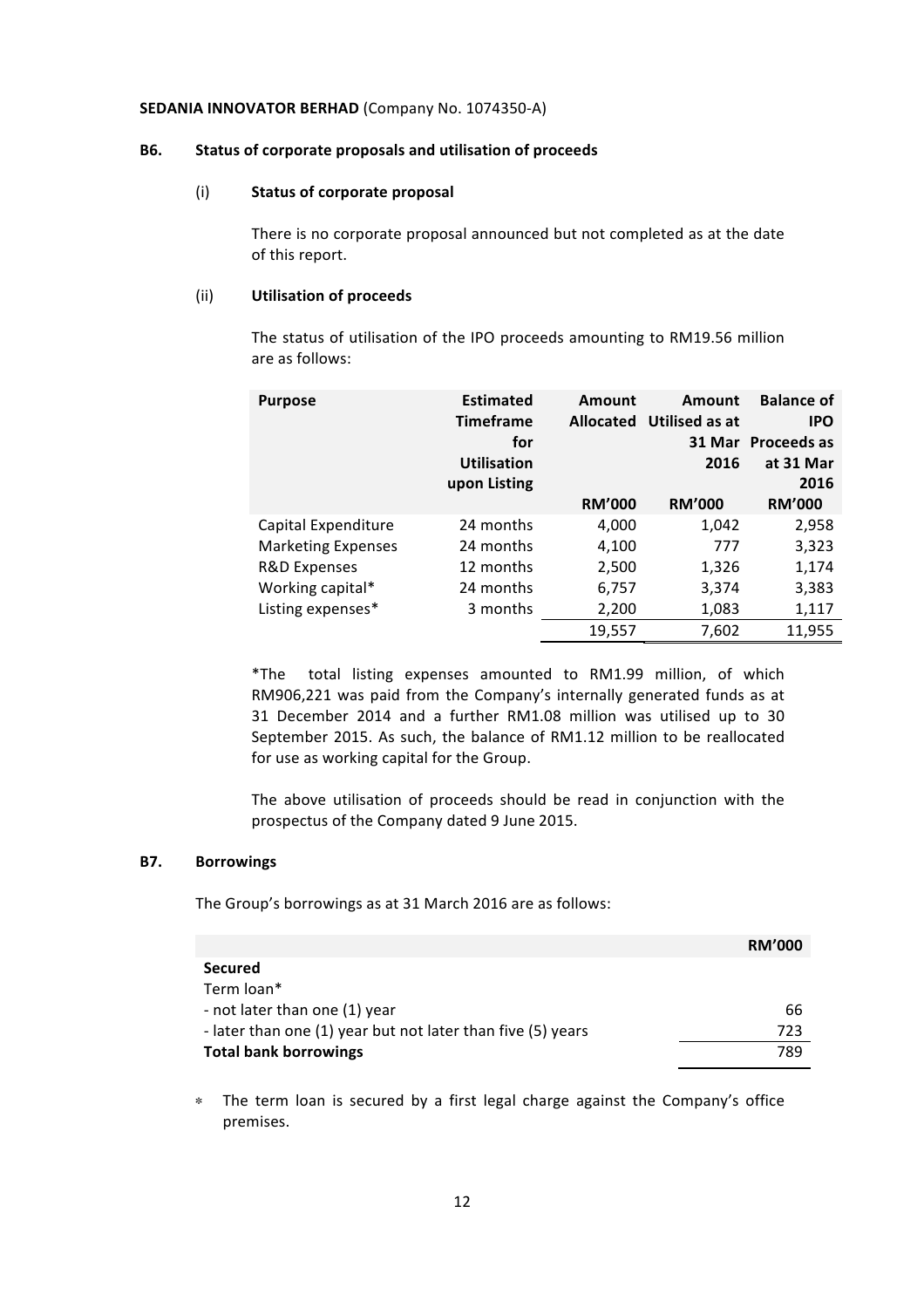**SEDANIA INNOVATOR BERHAD** (Company No. 1074350-A)

## B6. Status of corporate proposals and utilisation of proceeds

### (i) Status of corporate proposal

There is no corporate proposal announced but not completed as at the date of this report.

### (ii) Utilisation of proceeds

The status of utilisation of the IPO proceeds amounting to RM19.56 million are as follows:

| Purpose | Estimated Timeframe for Utilisation upon Listing | Amount Allocated | Amount Utilised as at 31 Mar 2016 | Balance of IPO Proceeds as at 31 Mar 2016 |
|---|---|---|---|---|
| | | RM'000 | RM'000 | RM'000 |
| Capital Expenditure | 24 months | 4,000 | 1,042 | 2,958 |
| Marketing Expenses | 24 months | 4,100 | 777 | 3,323 |
| R&D Expenses | 12 months | 2,500 | 1,326 | 1,174 |
| Working capital* | 24 months | 6,757 | 3,374 | 3,383 |
| Listing expenses* | 3 months | 2,200 | 1,083 | 1,117 |
| | | 19,557 | 7,602 | 11,955 |

*The total listing expenses amounted to RM1.99 million, of which RM906,221 was paid from the Company's internally generated funds as at 31 December 2014 and a further RM1.08 million was utilised up to 30 September 2015. As such, the balance of RM1.12 million to be reallocated for use as working capital for the Group.

The above utilisation of proceeds should be read in conjunction with the prospectus of the Company dated 9 June 2015.

## B7. Borrowings

The Group's borrowings as at 31 March 2016 are as follows:

| | RM'000 |
|---|---|
| **Secured** | |
| Term loan* | |
| - not later than one (1) year | 66 |
| - later than one (1) year but not later than five (5) years | 723 |
| **Total bank borrowings** | 789 |

* The term loan is secured by a first legal charge against the Company's office premises.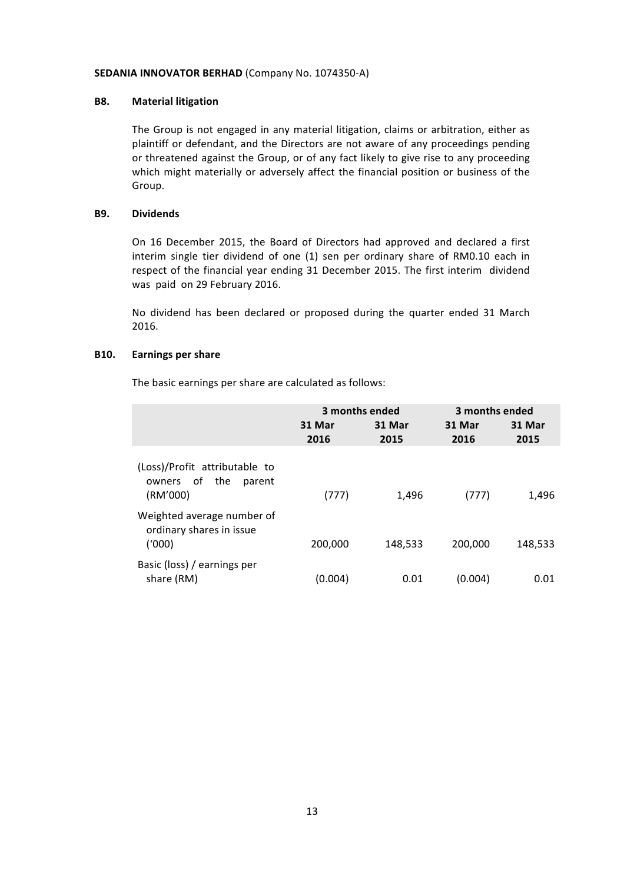**SEDANIA INNOVATOR BERHAD** (Company No. 1074350-A)

### B8. Material litigation

The Group is not engaged in any material litigation, claims or arbitration, either as plaintiff or defendant, and the Directors are not aware of any proceedings pending or threatened against the Group, or of any fact likely to give rise to any proceeding which might materially or adversely affect the financial position or business of the Group.

### B9. Dividends

On 16 December 2015, the Board of Directors had approved and declared a first interim single tier dividend of one (1) sen per ordinary share of RM0.10 each in respect of the financial year ending 31 December 2015. The first interim dividend was paid on 29 February 2016.

No dividend has been declared or proposed during the quarter ended 31 March 2016.

### B10. Earnings per share

The basic earnings per share are calculated as follows:

| | 3 months ended | | 3 months ended | |
|---|---|---|---|---|
| | 31 Mar 2016 | 31 Mar 2015 | 31 Mar 2016 | 31 Mar 2015 |
| (Loss)/Profit attributable to owners of the parent (RM'000) | (777) | 1,496 | (777) | 1,496 |
| Weighted average number of ordinary shares in issue ('000) | 200,000 | 148,533 | 200,000 | 148,533 |
| Basic (loss) / earnings per share (RM) | (0.004) | 0.01 | (0.004) | 0.01 |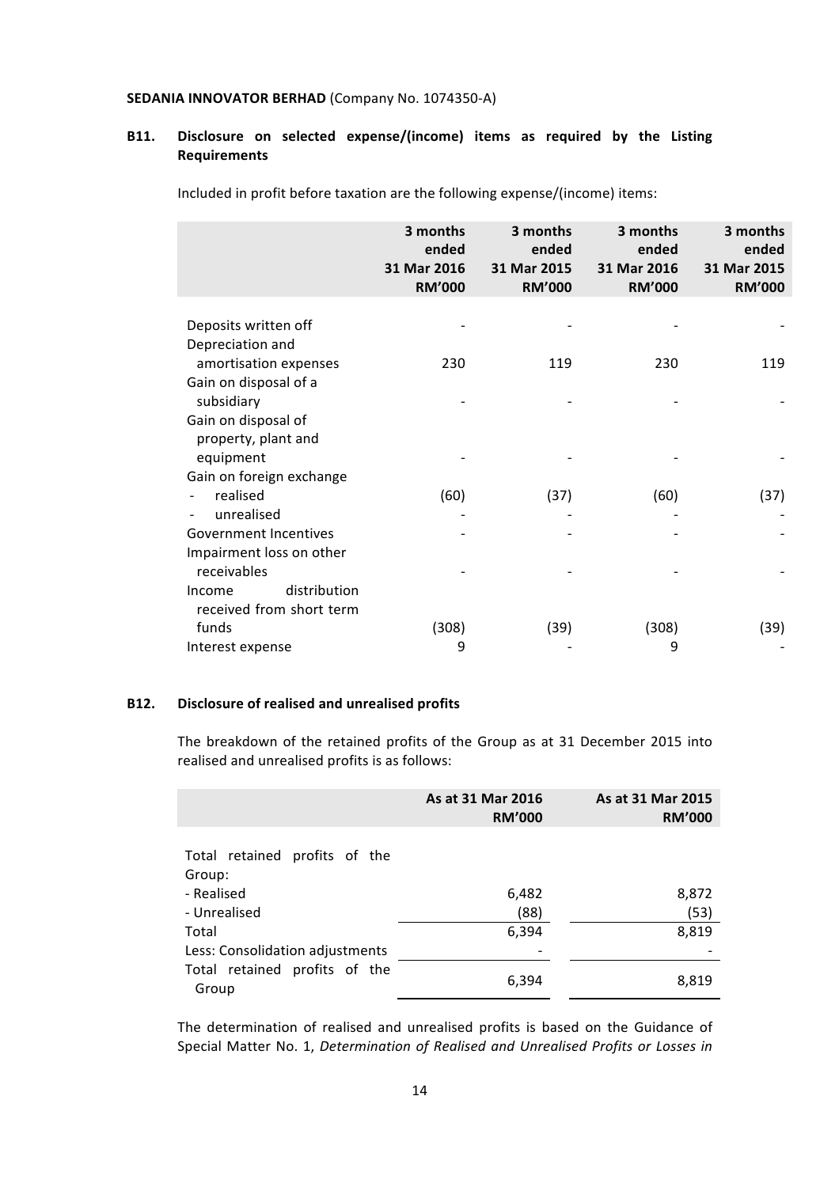**SEDANIA INNOVATOR BERHAD** (Company No. 1074350-A)

## B11. Disclosure on selected expense/(income) items as required by the Listing Requirements

Included in profit before taxation are the following expense/(income) items:

| | 3 months ended 31 Mar 2016 RM'000 | 3 months ended 31 Mar 2015 RM'000 | 3 months ended 31 Mar 2016 RM'000 | 3 months ended 31 Mar 2015 RM'000 |
|---|---|---|---|---|
| Deposits written off | - | - | - | - |
| Depreciation and amortisation expenses | 230 | 119 | 230 | 119 |
| Gain on disposal of a subsidiary | - | - | - | - |
| Gain on disposal of property, plant and equipment | - | - | - | - |
| Gain on foreign exchange | | | | |
| - realised | (60) | (37) | (60) | (37) |
| - unrealised | - | - | - | - |
| Government Incentives | - | - | - | - |
| Impairment loss on other receivables | - | - | - | - |
| Income distribution received from short term funds | (308) | (39) | (308) | (39) |
| Interest expense | 9 | - | 9 | - |

## B12. Disclosure of realised and unrealised profits

The breakdown of the retained profits of the Group as at 31 December 2015 into realised and unrealised profits is as follows:

| | As at 31 Mar 2016 RM'000 | As at 31 Mar 2015 RM'000 |
|---|---|---|
| Total retained profits of the Group: | | |
| - Realised | 6,482 | 8,872 |
| - Unrealised | (88) | (53) |
| Total | 6,394 | 8,819 |
| Less: Consolidation adjustments | - | - |
| Total retained profits of the Group | 6,394 | 8,819 |

The determination of realised and unrealised profits is based on the Guidance of Special Matter No. 1, *Determination of Realised and Unrealised Profits or Losses in*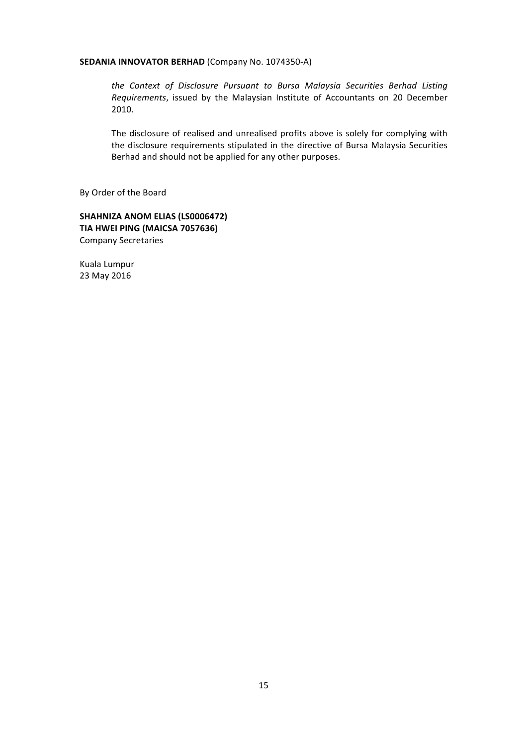**SEDANIA INNOVATOR BERHAD** (Company No. 1074350-A)

*the Context of Disclosure Pursuant to Bursa Malaysia Securities Berhad Listing Requirements*, issued by the Malaysian Institute of Accountants on 20 December 2010.

The disclosure of realised and unrealised profits above is solely for complying with the disclosure requirements stipulated in the directive of Bursa Malaysia Securities Berhad and should not be applied for any other purposes.

By Order of the Board

**SHAHNIZA ANOM ELIAS (LS0006472)**
**TIA HWEI PING (MAICSA 7057636)**
Company Secretaries

Kuala Lumpur
23 May 2016